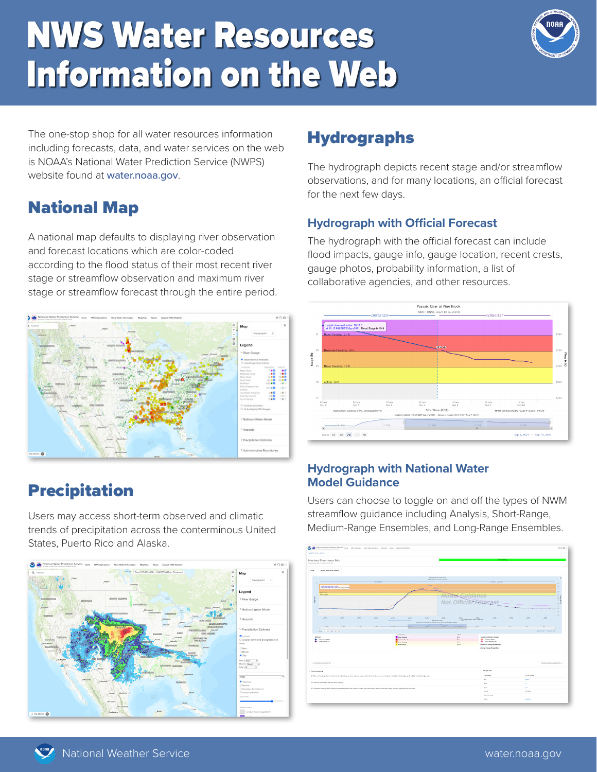# NWS Water Resources Information on the Web

The one-stop shop for all water resources information including forecasts, data, and water services on the web is NOAA's National Water Prediction Service (NWPS) website found at water.noaa.gov.

## National Map

A national map defaults to displaying river observation and forecast locations which are color-coded according to the flood status of their most recent river stage or streamflow observation and maximum river stage or streamflow forecast through the entire period.

## Precipitation

Users may access short-term observed and climatic trends of precipitation across the conterminous United States, Puerto Rico and Alaska.

## Hydrographs

The hydrograph depicts recent stage and/or streamflow observations, and for many locations, an official forecast for the next few days.

### Hydrograph with Official Forecast

The hydrograph with the official forecast can include flood impacts, gauge info, gauge location, recent crests, gauge photos, probability information, a list of collaborative agencies, and other resources.

### Hydrograph with National Water Model Guidance

Users can choose to toggle on and off the types of NWM streamflow guidance including Analysis, Short-Range, Medium-Range Ensembles, and Long-Range Ensembles.

National Weather Service water.noaa.gov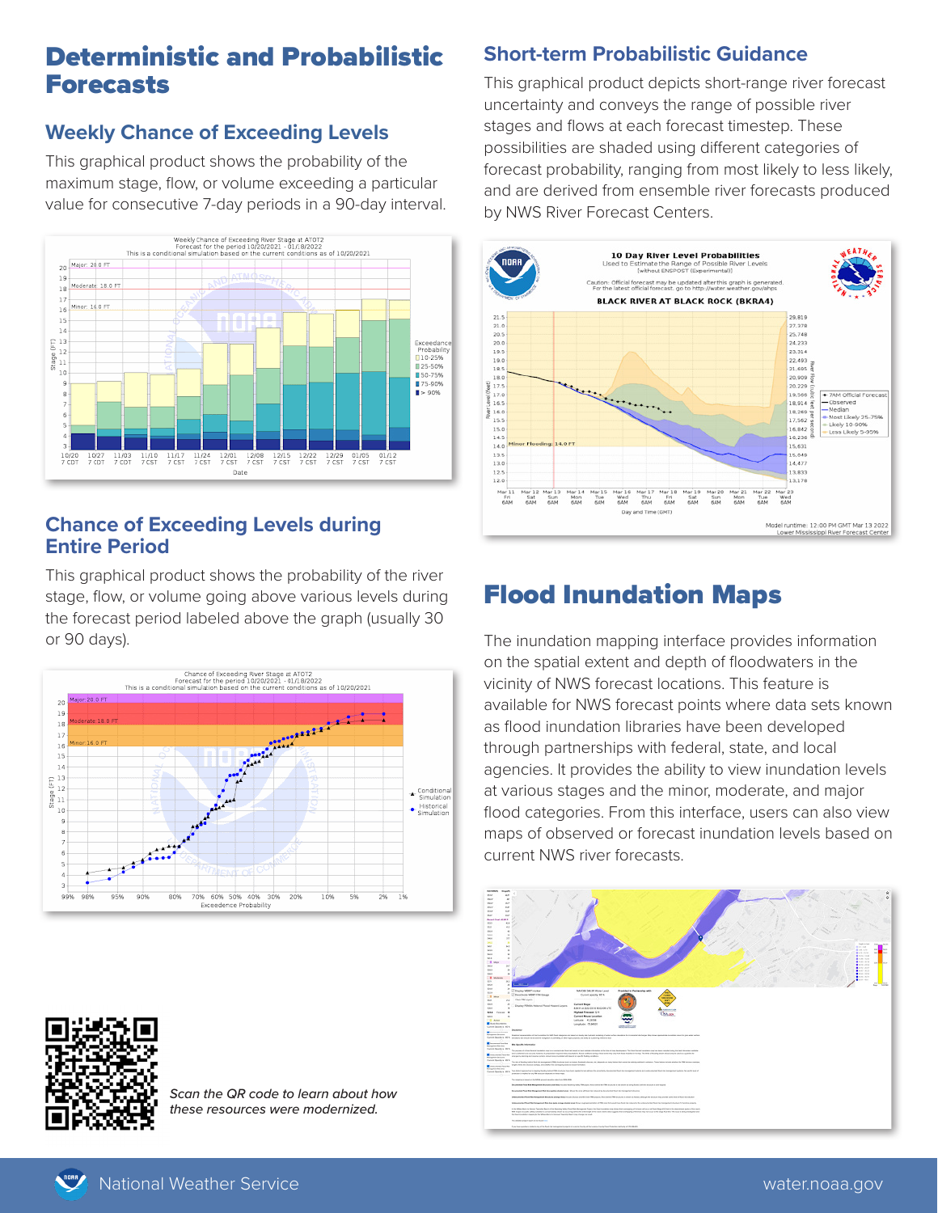# Deterministic and Probabilistic Forecasts

## Weekly Chance of Exceeding Levels

This graphical product shows the probability of the maximum stage, flow, or volume exceeding a particular value for consecutive 7-day periods in a 90-day interval.

Weekly Chance of Exceeding River Stage at ATOT2
Forecast for the period 10/20/2021 - 01/18/2022
This is a conditional simulation based on the current conditions as of 10/20/2021

Major: 20.0 FT
Moderate: 18.0 FT
Minor: 16.0 FT

Stage (FT)

Exceedance Probability
10-25%
25-50%
50-75%
75-90%
> 90%

10/20 7 CDT
10/27 7 CDT
11/03 7 CDT
11/10 7 CST
11/17 7 CST
11/24 7 CST
12/01 7 CST
12/08 7 CST
12/15 7 CST
12/22 7 CST
12/29 7 CST
01/05 7 CST
01/12 7 CST

Date

## Chance of Exceeding Levels during Entire Period

This graphical product shows the probability of the river stage, flow, or volume going above various levels during the forecast period labeled above the graph (usually 30 or 90 days).

Chance of Exceeding River Stage at ATOT2
Forecast for the period 10/20/2021 - 01/18/2022
This is a conditional simulation based on the current conditions as of 10/20/2021

Major: 20.0 FT
Moderate: 18.0 FT
Minor: 16.0 FT

Stage (FT)

Conditional Simulation
Historical Simulation

99% 98% 95% 90% 80% 70% 60% 50% 40% 30% 20% 10% 5% 2% 1%

Exceedence Probability

*Scan the QR code to learn about how these resources were modernized.*

## Short-term Probabilistic Guidance

This graphical product depicts short-range river forecast uncertainty and conveys the range of possible river stages and flows at each forecast timestep. These possibilities are shaded using different categories of forecast probability, ranging from most likely to less likely, and are derived from ensemble river forecasts produced by NWS River Forecast Centers.

10 Day River Level Probabilities
Used to Estimate the Range of Possible River Levels
[without ENSPOST (Experimental)]

Caution: Official forecast may be updated after this graph is generated.
For the latest official forecast, go to http://water.weather.gov/ahps

BLACK RIVER AT BLACK ROCK (BKRA4)

River Level (feet)

River Flow (cubic feet per second)

Minor Flooding: 14.0 FT

7AM Official Forecast
Observed
Median
Most Likely 25-75%
Likely 10-90%
Less Likely 5-95%

Mar 11 Fri 6AM
Mar 12 Sat 6AM
Mar 13 Sun 6AM
Mar 14 Mon 6AM
Mar 15 Tue 6AM
Mar 16 Wed 6AM
Mar 17 Thu 6AM
Mar 18 Fri 6AM
Mar 19 Sat 6AM
Mar 20 Sun 6AM
Mar 21 Mon 6AM
Mar 22 Tue 6AM
Mar 23 Wed 6AM

Day and Time (GMT)

Model runtime: 12:00 PM GMT Mar 13 2022
Lower Mississippi River Forecast Center

# Flood Inundation Maps

The inundation mapping interface provides information on the spatial extent and depth of floodwaters in the vicinity of NWS forecast locations. This feature is available for NWS forecast points where data sets known as flood inundation libraries have been developed through partnerships with federal, state, and local agencies. It provides the ability to view inundation levels at various stages and the minor, moderate, and major flood categories. From this interface, users can also view maps of observed or forecast inundation levels based on current NWS river forecasts.

National Weather Service

water.noaa.gov